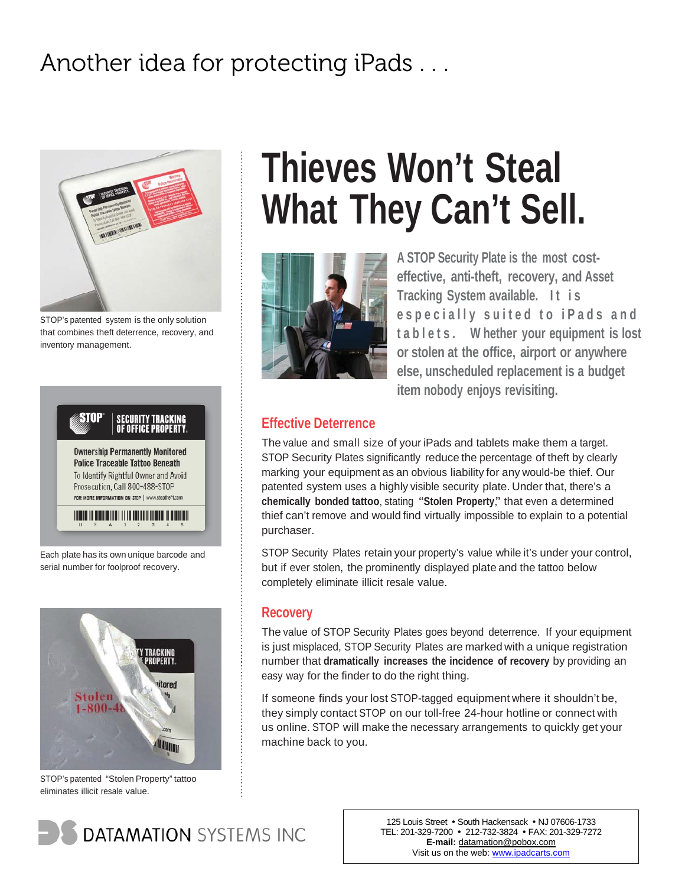# Another idea for protecting iPads . . .

STOP's patented system is the only solution that combines theft deterrence, recovery, and inventory management.

Each plate has its own unique barcode and serial number for foolproof recovery.

STOP's patented "Stolen Property" tattoo eliminates illicit resale value.

## Thieves Won't Steal What They Can't Sell.

**A STOP Security Plate is the most cost-effective, anti-theft, recovery, and Asset Tracking System available. It is especially suited to iPads and tablets. Whether your equipment is lost or stolen at the office, airport or anywhere else, unscheduled replacement is a budget item nobody enjoys revisiting.**

### Effective Deterrence

The value and small size of your iPads and tablets make them a target. STOP Security Plates significantly reduce the percentage of theft by clearly marking your equipment as an obvious liability for any would-be thief. Our patented system uses a highly visible security plate. Under that, there's a **chemically bonded tattoo**, stating **"Stolen Property,"** that even a determined thief can't remove and would find virtually impossible to explain to a potential purchaser.

STOP Security Plates retain your property's value while it's under your control, but if ever stolen, the prominently displayed plate and the tattoo below completely eliminate illicit resale value.

### Recovery

The value of STOP Security Plates goes beyond deterrence. If your equipment is just misplaced, STOP Security Plates are marked with a unique registration number that **dramatically increases the incidence of recovery** by providing an easy way for the finder to do the right thing.

If someone finds your lost STOP-tagged equipment where it shouldn't be, they simply contact STOP on our toll-free 24-hour hotline or connect with us online. STOP will make the necessary arrangements to quickly get your machine back to you.

DATAMATION SYSTEMS INC

125 Louis Street • South Hackensack • NJ 07606-1733
TEL: 201-329-7200 • 212-732-3824 • FAX: 201-329-7272
**E-mail:** datamation@pobox.com
Visit us on the web: www.ipadcarts.com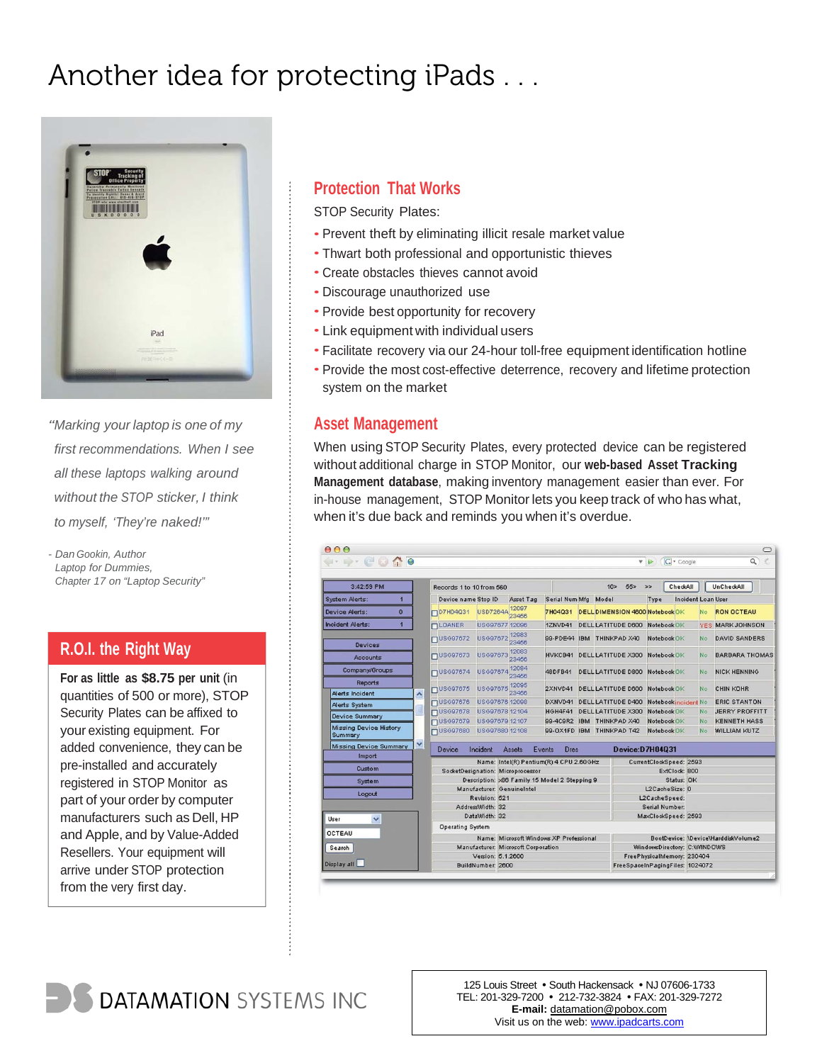# Another idea for protecting iPads . . .

*"Marking your laptop is one of my first recommendations. When I see all these laptops walking around without the STOP sticker, I think to myself, 'They're naked!'"*

*- Dan Gookin, Author Laptop for Dummies, Chapter 17 on "Laptop Security"*

## R.O.I. the Right Way

**For as little as $8.75 per unit** (in quantities of 500 or more), STOP Security Plates can be affixed to your existing equipment. For added convenience, they can be pre-installed and accurately registered in STOP Monitor as part of your order by computer manufacturers such as Dell, HP and Apple, and by Value-Added Resellers. Your equipment will arrive under STOP protection from the very first day.

## Protection That Works

STOP Security Plates:

- Prevent theft by eliminating illicit resale market value
- Thwart both professional and opportunistic thieves
- Create obstacles thieves cannot avoid
- Discourage unauthorized use
- Provide best opportunity for recovery
- Link equipment with individual users
- Facilitate recovery via our 24-hour toll-free equipment identification hotline
- Provide the most cost-effective deterrence, recovery and lifetime protection system on the market

## Asset Management

When using STOP Security Plates, every protected device can be registered without additional charge in STOP Monitor, our **web-based Asset Tracking Management database**, making inventory management easier than ever. For in-house management, STOP Monitor lets you keep track of who has what, when it's due back and reminds you when it's overdue.

**DATAMATION SYSTEMS INC**

125 Louis Street • South Hackensack • NJ 07606-1733
TEL: 201-329-7200 • 212-732-3824 • FAX: 201-329-7272
**E-mail:** datamation@pobox.com
Visit us on the web: www.ipadcarts.com